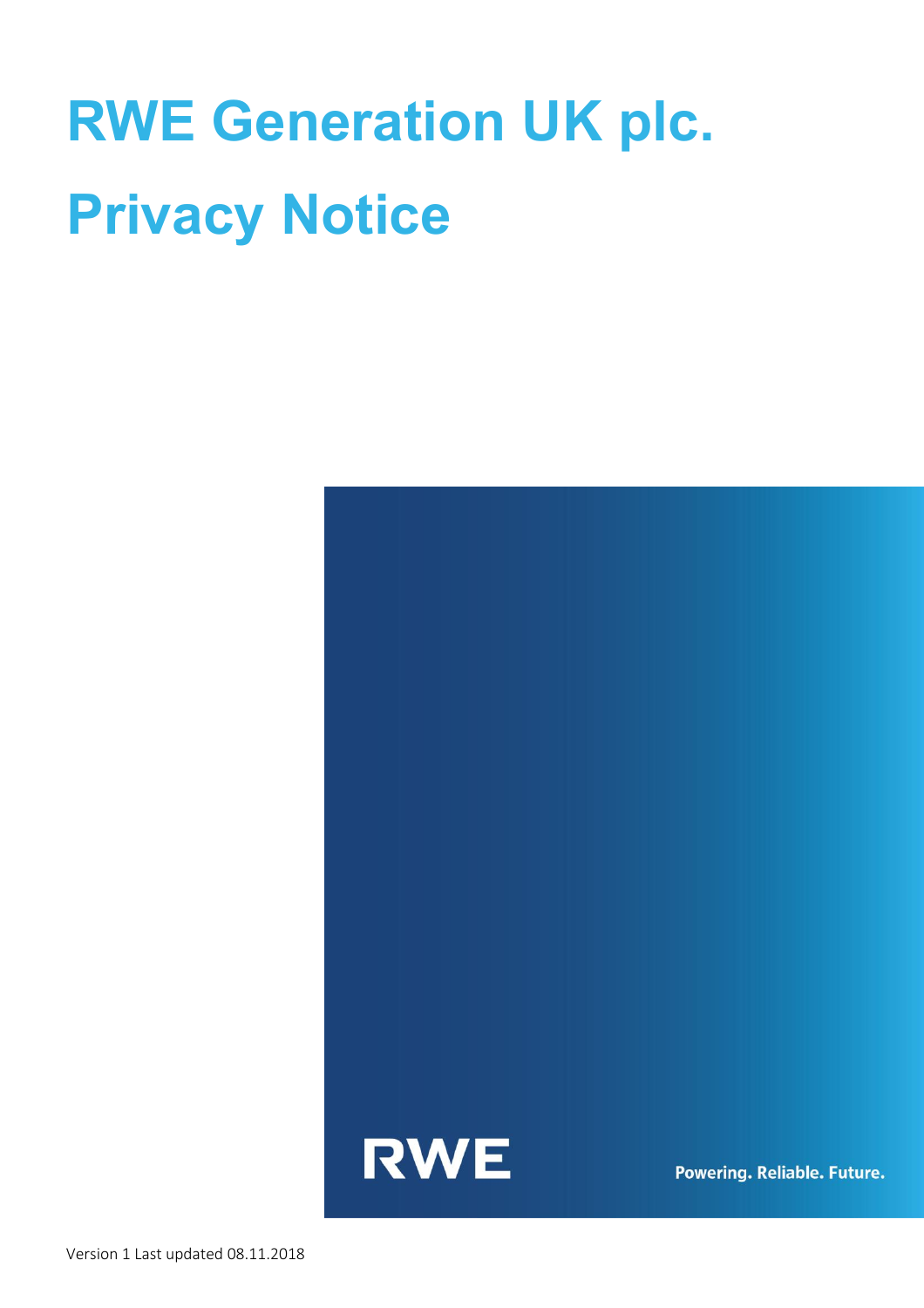# RWE Generation UK plc.

# Privacy Notice

RWE

Powering. Reliable. Future.

Version 1 Last updated 08.11.2018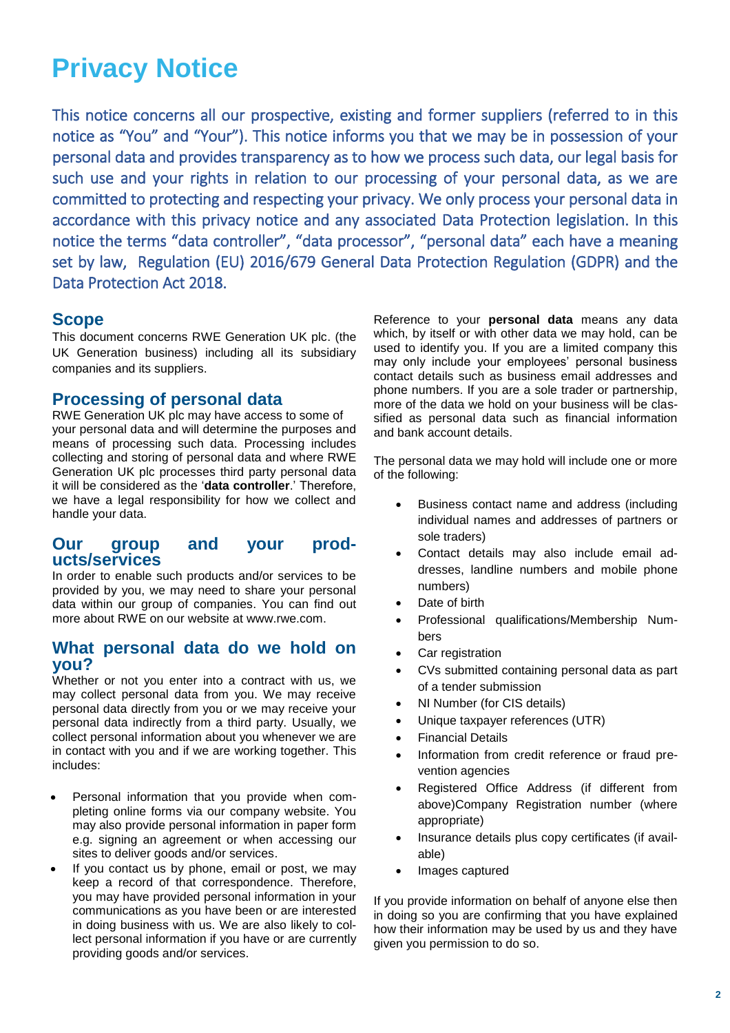# Privacy Notice

This notice concerns all our prospective, existing and former suppliers (referred to in this notice as "You" and "Your"). This notice informs you that we may be in possession of your personal data and provides transparency as to how we process such data, our legal basis for such use and your rights in relation to our processing of your personal data, as we are committed to protecting and respecting your privacy. We only process your personal data in accordance with this privacy notice and any associated Data Protection legislation. In this notice the terms "data controller", "data processor", "personal data" each have a meaning set by law, Regulation (EU) 2016/679 General Data Protection Regulation (GDPR) and the Data Protection Act 2018.

## Scope

This document concerns RWE Generation UK plc. (the UK Generation business) including all its subsidiary companies and its suppliers.

## Processing of personal data

RWE Generation UK plc may have access to some of your personal data and will determine the purposes and means of processing such data. Processing includes collecting and storing of personal data and where RWE Generation UK plc processes third party personal data it will be considered as the '**data controller**.' Therefore, we have a legal responsibility for how we collect and handle your data.

## Our group and your products/services

In order to enable such products and/or services to be provided by you, we may need to share your personal data within our group of companies. You can find out more about RWE on our website at www.rwe.com.

## What personal data do we hold on you?

Whether or not you enter into a contract with us, we may collect personal data from you. We may receive personal data directly from you or we may receive your personal data indirectly from a third party. Usually, we collect personal information about you whenever we are in contact with you and if we are working together. This includes:

- Personal information that you provide when completing online forms via our company website. You may also provide personal information in paper form e.g. signing an agreement or when accessing our sites to deliver goods and/or services.
- If you contact us by phone, email or post, we may keep a record of that correspondence. Therefore, you may have provided personal information in your communications as you have been or are interested in doing business with us. We are also likely to collect personal information if you have or are currently providing goods and/or services.

Reference to your **personal data** means any data which, by itself or with other data we may hold, can be used to identify you. If you are a limited company this may only include your employees' personal business contact details such as business email addresses and phone numbers. If you are a sole trader or partnership, more of the data we hold on your business will be classified as personal data such as financial information and bank account details.

The personal data we may hold will include one or more of the following:

- Business contact name and address (including individual names and addresses of partners or sole traders)
- Contact details may also include email addresses, landline numbers and mobile phone numbers)
- Date of birth
- Professional qualifications/Membership Numbers
- Car registration
- CVs submitted containing personal data as part of a tender submission
- NI Number (for CIS details)
- Unique taxpayer references (UTR)
- Financial Details
- Information from credit reference or fraud prevention agencies
- Registered Office Address (if different from above)Company Registration number (where appropriate)
- Insurance details plus copy certificates (if available)
- Images captured

If you provide information on behalf of anyone else then in doing so you are confirming that you have explained how their information may be used by us and they have given you permission to do so.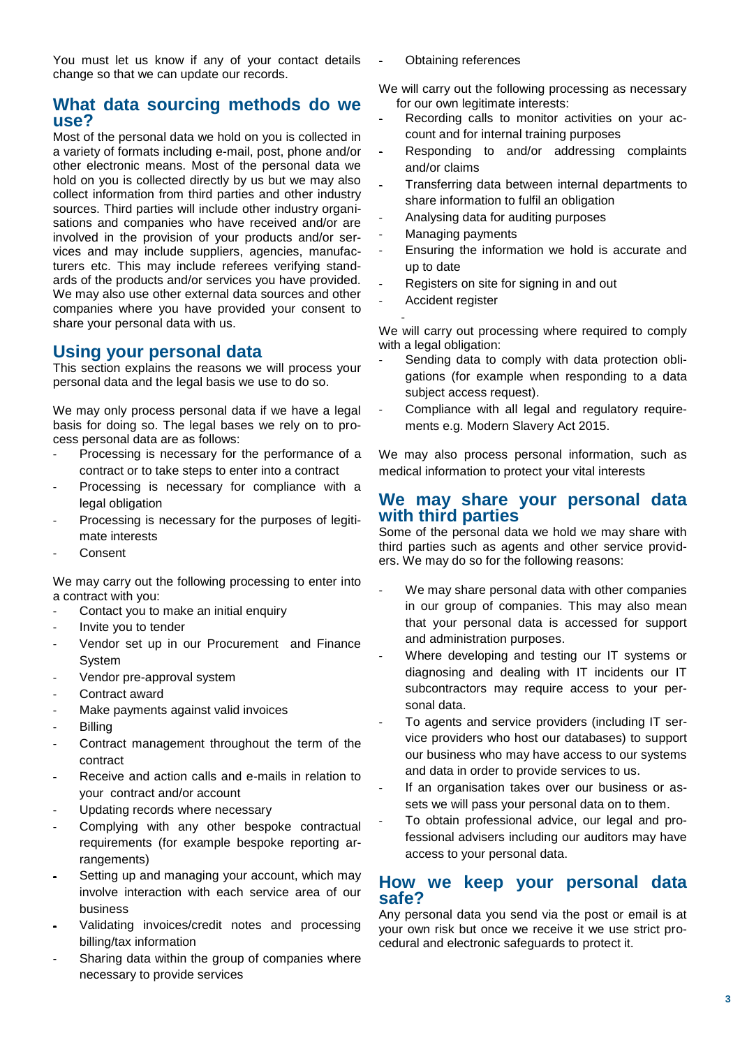You must let us know if any of your contact details change so that we can update our records.

## What data sourcing methods do we use?

Most of the personal data we hold on you is collected in a variety of formats including e-mail, post, phone and/or other electronic means. Most of the personal data we hold on you is collected directly by us but we may also collect information from third parties and other industry sources. Third parties will include other industry organisations and companies who have received and/or are involved in the provision of your products and/or services and may include suppliers, agencies, manufacturers etc. This may include referees verifying standards of the products and/or services you have provided. We may also use other external data sources and other companies where you have provided your consent to share your personal data with us.

## Using your personal data

This section explains the reasons we will process your personal data and the legal basis we use to do so.

We may only process personal data if we have a legal basis for doing so. The legal bases we rely on to process personal data are as follows:

- Processing is necessary for the performance of a contract or to take steps to enter into a contract
- Processing is necessary for compliance with a legal obligation
- Processing is necessary for the purposes of legitimate interests
- Consent

We may carry out the following processing to enter into a contract with you:

- Contact you to make an initial enquiry
- Invite you to tender
- Vendor set up in our Procurement and Finance System
- Vendor pre-approval system
- Contract award
- Make payments against valid invoices
- Billing
- Contract management throughout the term of the contract
- Receive and action calls and e-mails in relation to your contract and/or account
- Updating records where necessary
- Complying with any other bespoke contractual requirements (for example bespoke reporting arrangements)
- Setting up and managing your account, which may involve interaction with each service area of our business
- Validating invoices/credit notes and processing billing/tax information
- Sharing data within the group of companies where necessary to provide services
- Obtaining references

We will carry out the following processing as necessary for our own legitimate interests:

- Recording calls to monitor activities on your account and for internal training purposes
- Responding to and/or addressing complaints and/or claims
- Transferring data between internal departments to share information to fulfil an obligation
- Analysing data for auditing purposes
- Managing payments
- Ensuring the information we hold is accurate and up to date
- Registers on site for signing in and out
- Accident register

We will carry out processing where required to comply with a legal obligation:

- Sending data to comply with data protection obligations (for example when responding to a data subject access request).
- Compliance with all legal and regulatory requirements e.g. Modern Slavery Act 2015.

We may also process personal information, such as medical information to protect your vital interests

## We may share your personal data with third parties

Some of the personal data we hold we may share with third parties such as agents and other service providers. We may do so for the following reasons:

- We may share personal data with other companies in our group of companies. This may also mean that your personal data is accessed for support and administration purposes.
- Where developing and testing our IT systems or diagnosing and dealing with IT incidents our IT subcontractors may require access to your personal data.
- To agents and service providers (including IT service providers who host our databases) to support our business who may have access to our systems and data in order to provide services to us.
- If an organisation takes over our business or assets we will pass your personal data on to them.
- To obtain professional advice, our legal and professional advisers including our auditors may have access to your personal data.

## How we keep your personal data safe?

Any personal data you send via the post or email is at your own risk but once we receive it we use strict procedural and electronic safeguards to protect it.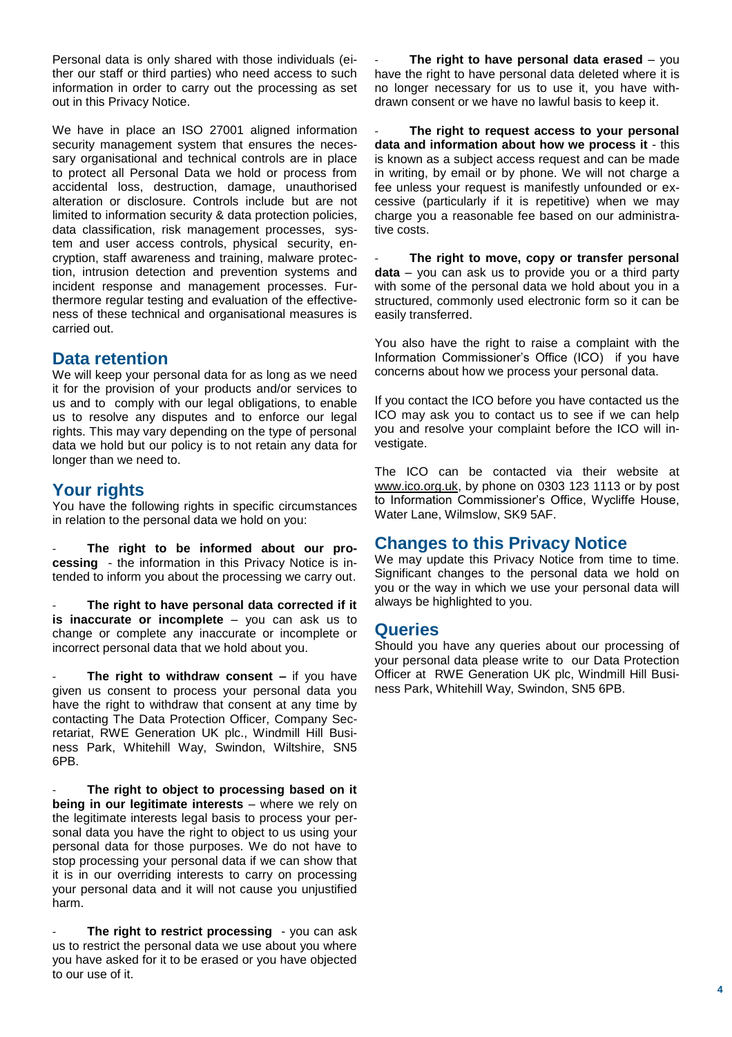Personal data is only shared with those individuals (either our staff or third parties) who need access to such information in order to carry out the processing as set out in this Privacy Notice.

We have in place an ISO 27001 aligned information security management system that ensures the necessary organisational and technical controls are in place to protect all Personal Data we hold or process from accidental loss, destruction, damage, unauthorised alteration or disclosure. Controls include but are not limited to information security & data protection policies, data classification, risk management processes, system and user access controls, physical security, encryption, staff awareness and training, malware protection, intrusion detection and prevention systems and incident response and management processes. Furthermore regular testing and evaluation of the effectiveness of these technical and organisational measures is carried out.

## Data retention

We will keep your personal data for as long as we need it for the provision of your products and/or services to us and to comply with our legal obligations, to enable us to resolve any disputes and to enforce our legal rights. This may vary depending on the type of personal data we hold but our policy is to not retain any data for longer than we need to.

## Your rights

You have the following rights in specific circumstances in relation to the personal data we hold on you:

- **The right to be informed about our processing** - the information in this Privacy Notice is intended to inform you about the processing we carry out.

- **The right to have personal data corrected if it is inaccurate or incomplete** – you can ask us to change or complete any inaccurate or incomplete or incorrect personal data that we hold about you.

- **The right to withdraw consent –** if you have given us consent to process your personal data you have the right to withdraw that consent at any time by contacting The Data Protection Officer, Company Secretariat, RWE Generation UK plc., Windmill Hill Business Park, Whitehill Way, Swindon, Wiltshire, SN5 6PB.

- **The right to object to processing based on it being in our legitimate interests** – where we rely on the legitimate interests legal basis to process your personal data you have the right to object to us using your personal data for those purposes. We do not have to stop processing your personal data if we can show that it is in our overriding interests to carry on processing your personal data and it will not cause you unjustified harm.

- **The right to restrict processing** - you can ask us to restrict the personal data we use about you where you have asked for it to be erased or you have objected to our use of it.

- **The right to have personal data erased** – you have the right to have personal data deleted where it is no longer necessary for us to use it, you have withdrawn consent or we have no lawful basis to keep it.

- **The right to request access to your personal data and information about how we process it** - this is known as a subject access request and can be made in writing, by email or by phone. We will not charge a fee unless your request is manifestly unfounded or excessive (particularly if it is repetitive) when we may charge you a reasonable fee based on our administrative costs.

- **The right to move, copy or transfer personal data** – you can ask us to provide you or a third party with some of the personal data we hold about you in a structured, commonly used electronic form so it can be easily transferred.

You also have the right to raise a complaint with the Information Commissioner's Office (ICO) if you have concerns about how we process your personal data.

If you contact the ICO before you have contacted us the ICO may ask you to contact us to see if we can help you and resolve your complaint before the ICO will investigate.

The ICO can be contacted via their website at www.ico.org.uk, by phone on 0303 123 1113 or by post to Information Commissioner's Office, Wycliffe House, Water Lane, Wilmslow, SK9 5AF.

## Changes to this Privacy Notice

We may update this Privacy Notice from time to time. Significant changes to the personal data we hold on you or the way in which we use your personal data will always be highlighted to you.

## Queries

Should you have any queries about our processing of your personal data please write to our Data Protection Officer at RWE Generation UK plc, Windmill Hill Business Park, Whitehill Way, Swindon, SN5 6PB.